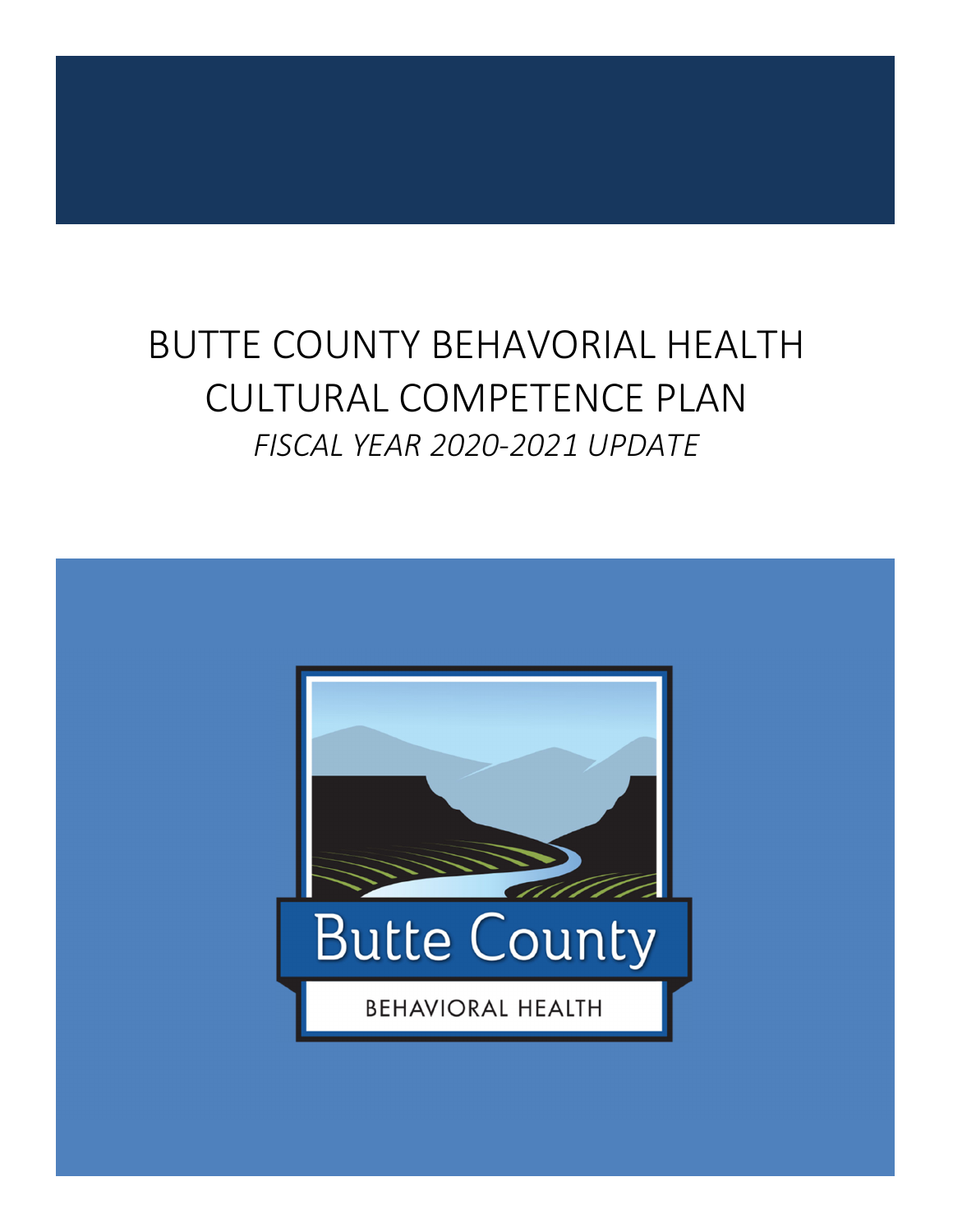# BUTTE COUNTY BEHAVORIAL HEALTH CULTURAL COMPETENCE PLAN

*FISCAL YEAR 2020-2021 UPDATE*

Butte County

BEHAVIORAL HEALTH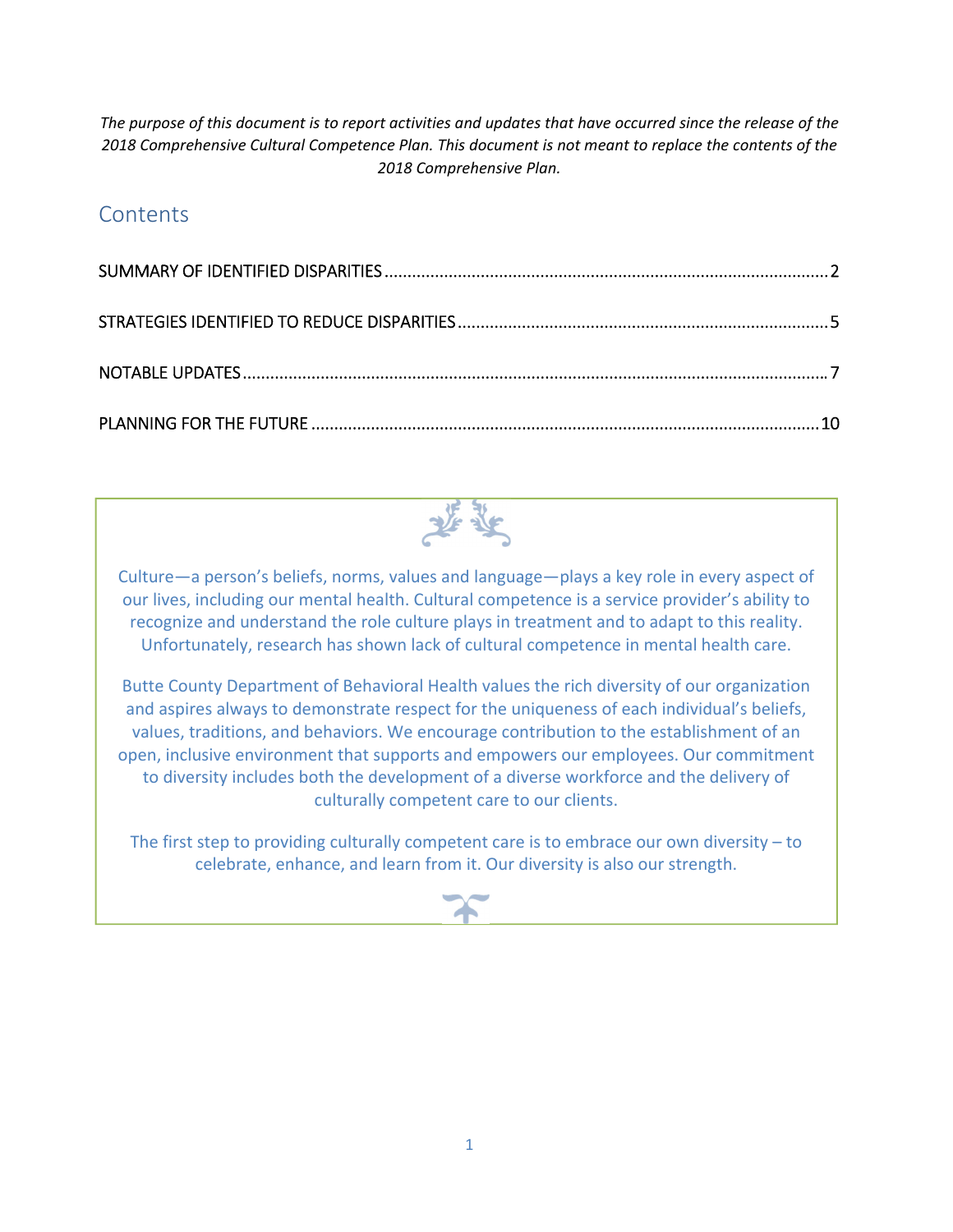*The purpose of this document is to report activities and updates that have occurred since the release of the 2018 Comprehensive Cultural Competence Plan. This document is not meant to replace the contents of the 2018 Comprehensive Plan.*

## Contents

SUMMARY OF IDENTIFIED DISPARITIES .......... 2

STRATEGIES IDENTIFIED TO REDUCE DISPARITIES .......... 5

NOTABLE UPDATES .......... 7

PLANNING FOR THE FUTURE .......... 10

Culture—a person's beliefs, norms, values and language—plays a key role in every aspect of our lives, including our mental health. Cultural competence is a service provider's ability to recognize and understand the role culture plays in treatment and to adapt to this reality. Unfortunately, research has shown lack of cultural competence in mental health care.

Butte County Department of Behavioral Health values the rich diversity of our organization and aspires always to demonstrate respect for the uniqueness of each individual's beliefs, values, traditions, and behaviors. We encourage contribution to the establishment of an open, inclusive environment that supports and empowers our employees. Our commitment to diversity includes both the development of a diverse workforce and the delivery of culturally competent care to our clients.

The first step to providing culturally competent care is to embrace our own diversity – to celebrate, enhance, and learn from it. Our diversity is also our strength.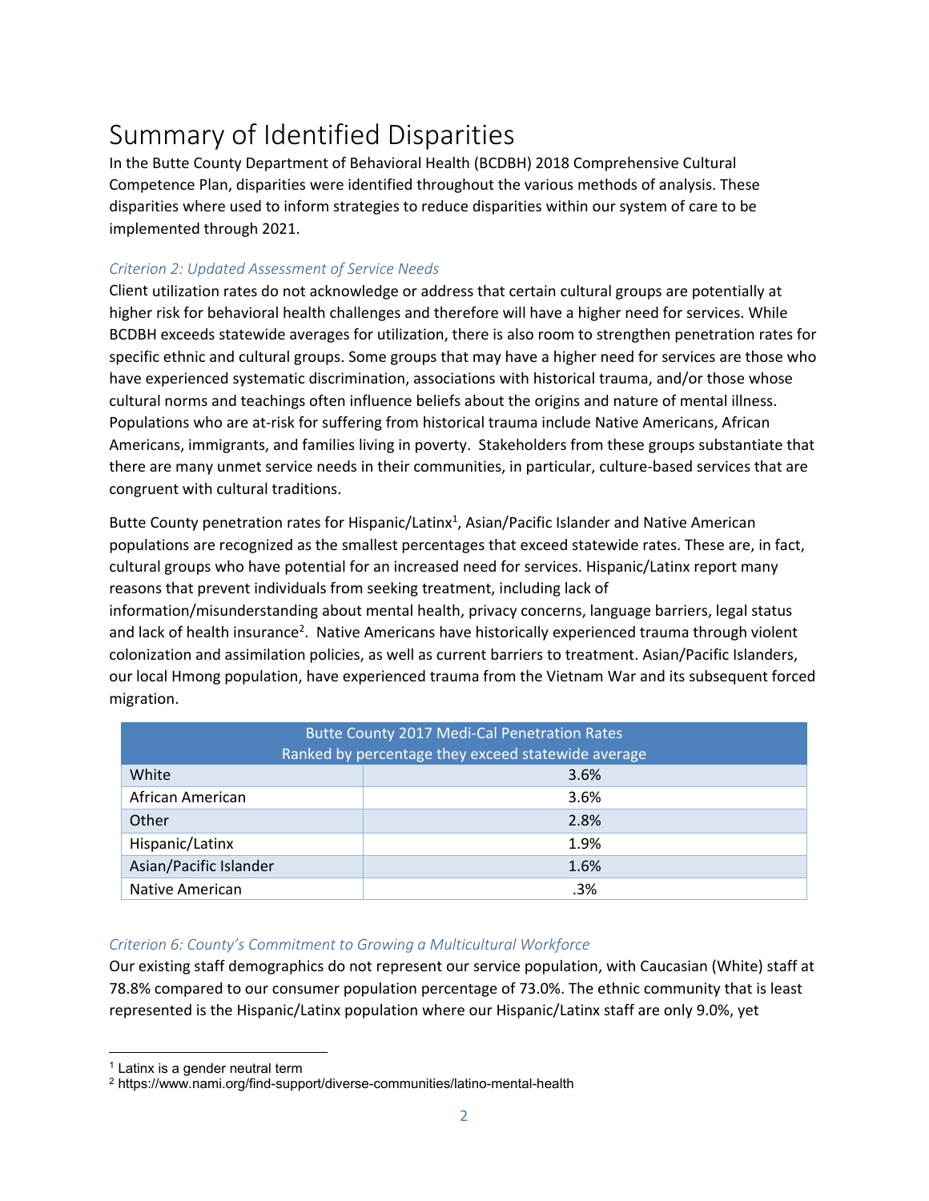# Summary of Identified Disparities

In the Butte County Department of Behavioral Health (BCDBH) 2018 Comprehensive Cultural Competence Plan, disparities were identified throughout the various methods of analysis. These disparities where used to inform strategies to reduce disparities within our system of care to be implemented through 2021.

### *Criterion 2: Updated Assessment of Service Needs*

Client utilization rates do not acknowledge or address that certain cultural groups are potentially at higher risk for behavioral health challenges and therefore will have a higher need for services. While BCDBH exceeds statewide averages for utilization, there is also room to strengthen penetration rates for specific ethnic and cultural groups. Some groups that may have a higher need for services are those who have experienced systematic discrimination, associations with historical trauma, and/or those whose cultural norms and teachings often influence beliefs about the origins and nature of mental illness. Populations who are at-risk for suffering from historical trauma include Native Americans, African Americans, immigrants, and families living in poverty. Stakeholders from these groups substantiate that there are many unmet service needs in their communities, in particular, culture-based services that are congruent with cultural traditions.

Butte County penetration rates for Hispanic/Latinx[1], Asian/Pacific Islander and Native American populations are recognized as the smallest percentages that exceed statewide rates. These are, in fact, cultural groups who have potential for an increased need for services. Hispanic/Latinx report many reasons that prevent individuals from seeking treatment, including lack of information/misunderstanding about mental health, privacy concerns, language barriers, legal status and lack of health insurance[2]. Native Americans have historically experienced trauma through violent colonization and assimilation policies, as well as current barriers to treatment. Asian/Pacific Islanders, our local Hmong population, have experienced trauma from the Vietnam War and its subsequent forced migration.

| Butte County 2017 Medi-Cal Penetration Rates<br>Ranked by percentage they exceed statewide average | |
|---|---|
| White | 3.6% |
| African American | 3.6% |
| Other | 2.8% |
| Hispanic/Latinx | 1.9% |
| Asian/Pacific Islander | 1.6% |
| Native American | .3% |

### *Criterion 6: County's Commitment to Growing a Multicultural Workforce*

Our existing staff demographics do not represent our service population, with Caucasian (White) staff at 78.8% compared to our consumer population percentage of 73.0%. The ethnic community that is least represented is the Hispanic/Latinx population where our Hispanic/Latinx staff are only 9.0%, yet

[1] Latinx is a gender neutral term

[2] https://www.nami.org/find-support/diverse-communities/latino-mental-health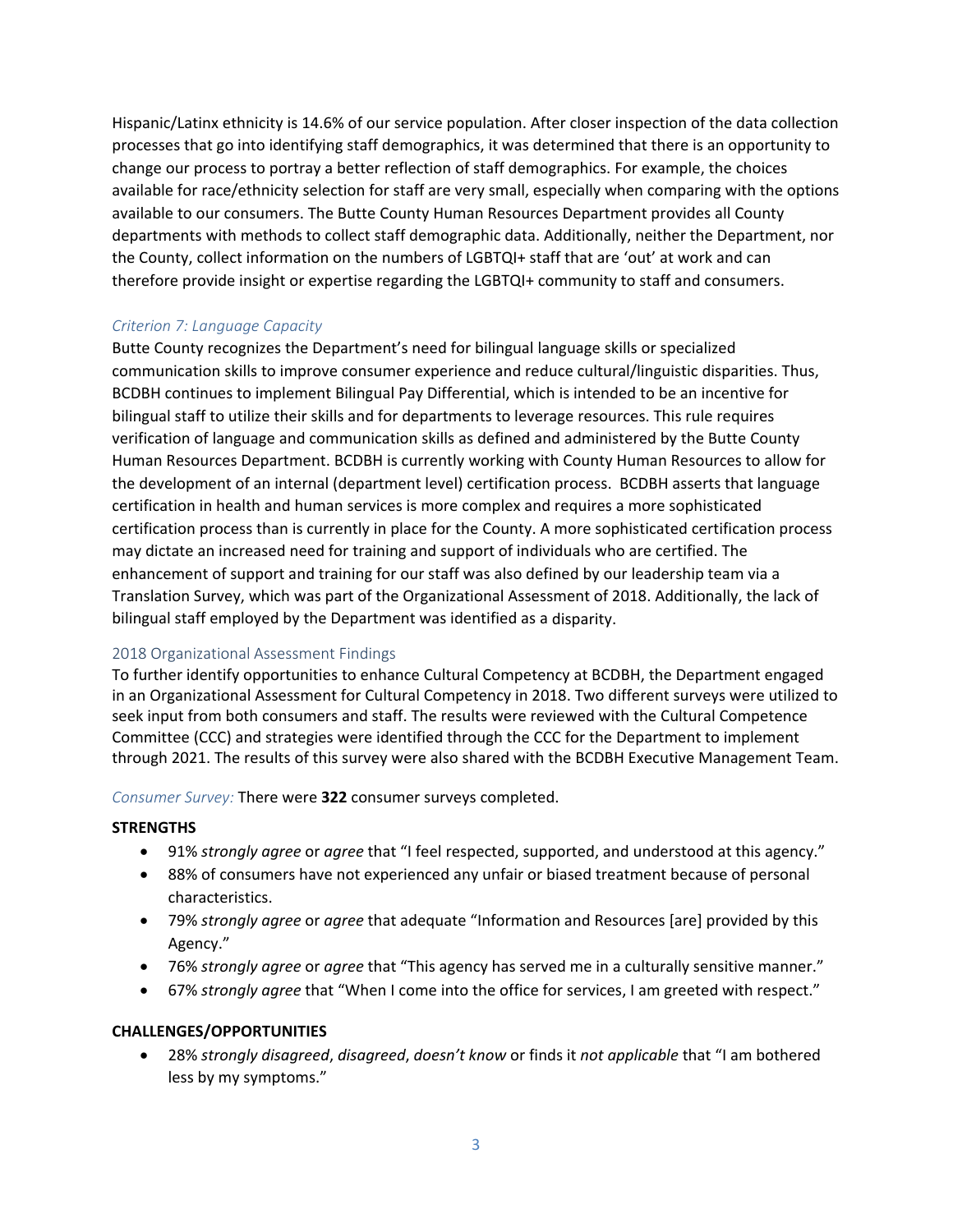Hispanic/Latinx ethnicity is 14.6% of our service population. After closer inspection of the data collection processes that go into identifying staff demographics, it was determined that there is an opportunity to change our process to portray a better reflection of staff demographics. For example, the choices available for race/ethnicity selection for staff are very small, especially when comparing with the options available to our consumers. The Butte County Human Resources Department provides all County departments with methods to collect staff demographic data. Additionally, neither the Department, nor the County, collect information on the numbers of LGBTQI+ staff that are 'out' at work and can therefore provide insight or expertise regarding the LGBTQI+ community to staff and consumers.

### *Criterion 7: Language Capacity*

Butte County recognizes the Department's need for bilingual language skills or specialized communication skills to improve consumer experience and reduce cultural/linguistic disparities. Thus, BCDBH continues to implement Bilingual Pay Differential, which is intended to be an incentive for bilingual staff to utilize their skills and for departments to leverage resources. This rule requires verification of language and communication skills as defined and administered by the Butte County Human Resources Department. BCDBH is currently working with County Human Resources to allow for the development of an internal (department level) certification process. BCDBH asserts that language certification in health and human services is more complex and requires a more sophisticated certification process than is currently in place for the County. A more sophisticated certification process may dictate an increased need for training and support of individuals who are certified. The enhancement of support and training for our staff was also defined by our leadership team via a Translation Survey, which was part of the Organizational Assessment of 2018. Additionally, the lack of bilingual staff employed by the Department was identified as a disparity.

## 2018 Organizational Assessment Findings

To further identify opportunities to enhance Cultural Competency at BCDBH, the Department engaged in an Organizational Assessment for Cultural Competency in 2018. Two different surveys were utilized to seek input from both consumers and staff. The results were reviewed with the Cultural Competence Committee (CCC) and strategies were identified through the CCC for the Department to implement through 2021. The results of this survey were also shared with the BCDBH Executive Management Team.

*Consumer Survey:* There were **322** consumer surveys completed.

**STRENGTHS**

- 91% *strongly agree* or *agree* that "I feel respected, supported, and understood at this agency."
- 88% of consumers have not experienced any unfair or biased treatment because of personal characteristics.
- 79% *strongly agree* or *agree* that adequate "Information and Resources [are] provided by this Agency."
- 76% *strongly agree* or *agree* that "This agency has served me in a culturally sensitive manner."
- 67% *strongly agree* that "When I come into the office for services, I am greeted with respect."

**CHALLENGES/OPPORTUNITIES**

- 28% *strongly disagreed*, *disagreed*, *doesn't know* or finds it *not applicable* that "I am bothered less by my symptoms."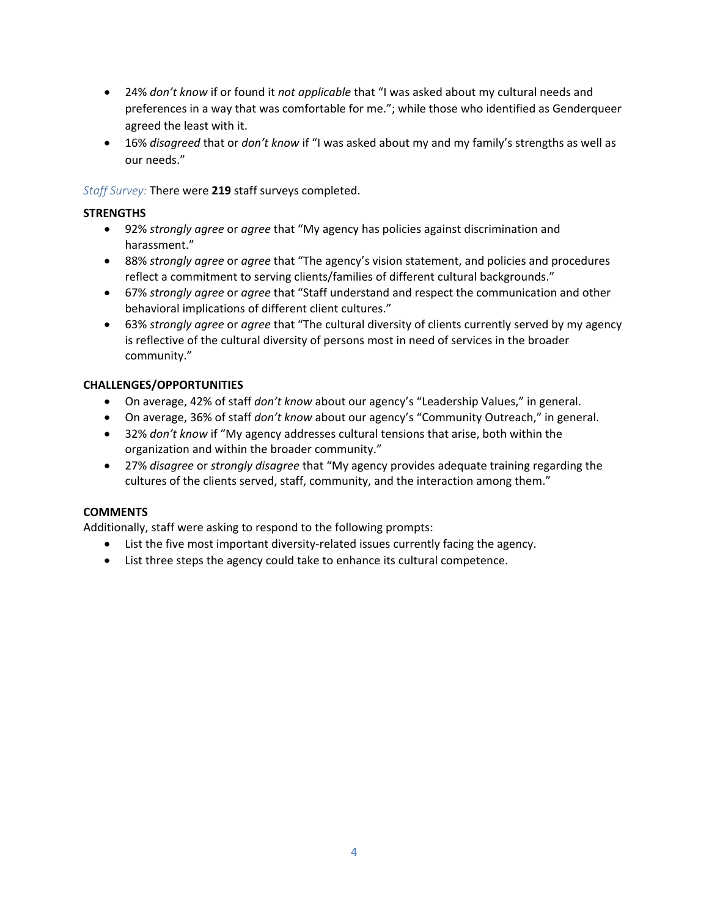- 24% *don't know* if or found it *not applicable* that "I was asked about my cultural needs and preferences in a way that was comfortable for me."; while those who identified as Genderqueer agreed the least with it.
- 16% *disagreed* that or *don't know* if "I was asked about my and my family's strengths as well as our needs."

*Staff Survey:* There were **219** staff surveys completed.

**STRENGTHS**

- 92% *strongly agree* or *agree* that "My agency has policies against discrimination and harassment."
- 88% *strongly agree* or *agree* that "The agency's vision statement, and policies and procedures reflect a commitment to serving clients/families of different cultural backgrounds."
- 67% *strongly agree* or *agree* that "Staff understand and respect the communication and other behavioral implications of different client cultures."
- 63% *strongly agree* or *agree* that "The cultural diversity of clients currently served by my agency is reflective of the cultural diversity of persons most in need of services in the broader community."

**CHALLENGES/OPPORTUNITIES**

- On average, 42% of staff *don't know* about our agency's "Leadership Values," in general.
- On average, 36% of staff *don't know* about our agency's "Community Outreach," in general.
- 32% *don't know* if "My agency addresses cultural tensions that arise, both within the organization and within the broader community."
- 27% *disagree* or *strongly disagree* that "My agency provides adequate training regarding the cultures of the clients served, staff, community, and the interaction among them."

**COMMENTS**

Additionally, staff were asking to respond to the following prompts:

- List the five most important diversity-related issues currently facing the agency.
- List three steps the agency could take to enhance its cultural competence.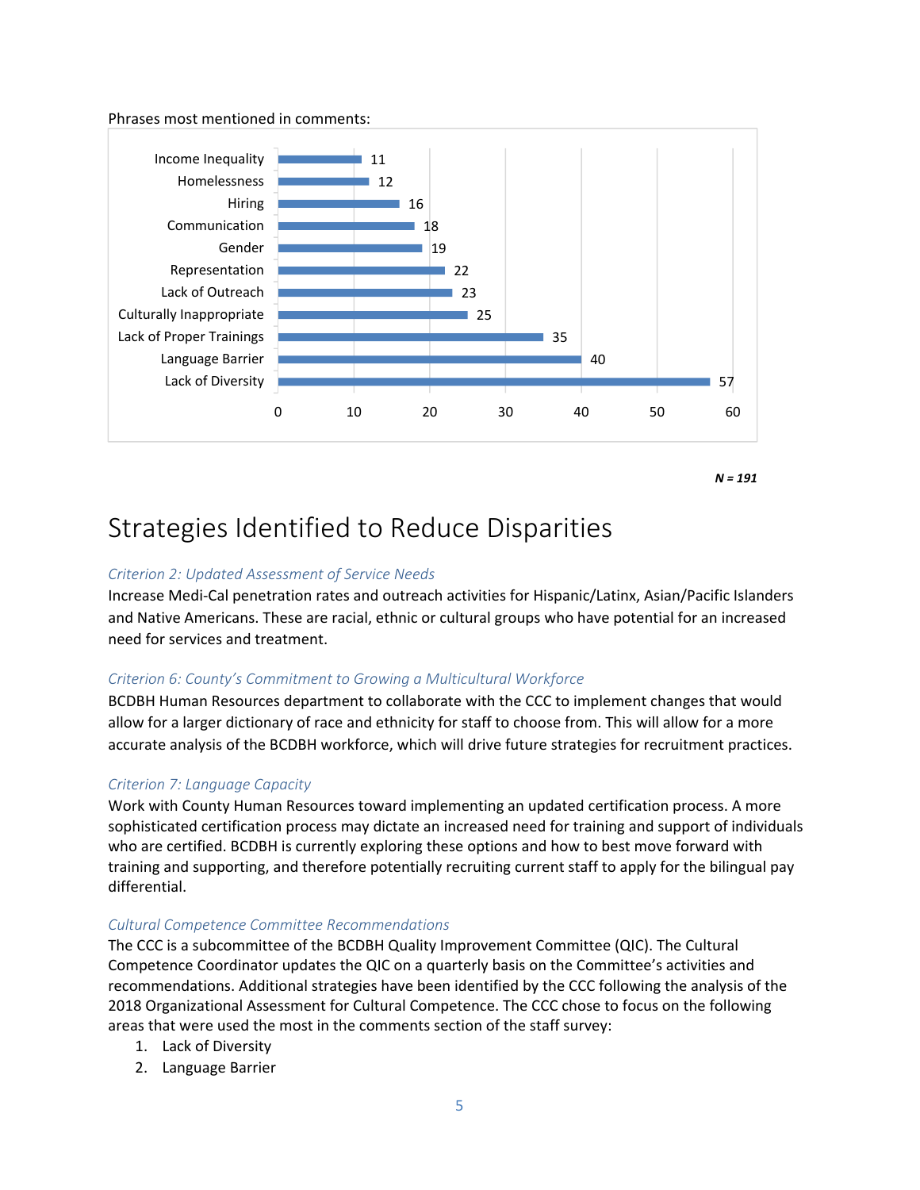Phrases most mentioned in comments:

| Phrase | Count |
| --- | --- |
| Income Inequality | 11 |
| Homelessness | 12 |
| Hiring | 16 |
| Communication | 18 |
| Gender | 19 |
| Representation | 22 |
| Lack of Outreach | 23 |
| Culturally Inappropriate | 25 |
| Lack of Proper Trainings | 35 |
| Language Barrier | 40 |
| Lack of Diversity | 57 |

***N = 191***

# Strategies Identified to Reduce Disparities

### *Criterion 2: Updated Assessment of Service Needs*

Increase Medi-Cal penetration rates and outreach activities for Hispanic/Latinx, Asian/Pacific Islanders and Native Americans. These are racial, ethnic or cultural groups who have potential for an increased need for services and treatment.

### *Criterion 6: County's Commitment to Growing a Multicultural Workforce*

BCDBH Human Resources department to collaborate with the CCC to implement changes that would allow for a larger dictionary of race and ethnicity for staff to choose from. This will allow for a more accurate analysis of the BCDBH workforce, which will drive future strategies for recruitment practices.

### *Criterion 7: Language Capacity*

Work with County Human Resources toward implementing an updated certification process. A more sophisticated certification process may dictate an increased need for training and support of individuals who are certified. BCDBH is currently exploring these options and how to best move forward with training and supporting, and therefore potentially recruiting current staff to apply for the bilingual pay differential.

### *Cultural Competence Committee Recommendations*

The CCC is a subcommittee of the BCDBH Quality Improvement Committee (QIC). The Cultural Competence Coordinator updates the QIC on a quarterly basis on the Committee's activities and recommendations. Additional strategies have been identified by the CCC following the analysis of the 2018 Organizational Assessment for Cultural Competence. The CCC chose to focus on the following areas that were used the most in the comments section of the staff survey:

1. Lack of Diversity
2. Language Barrier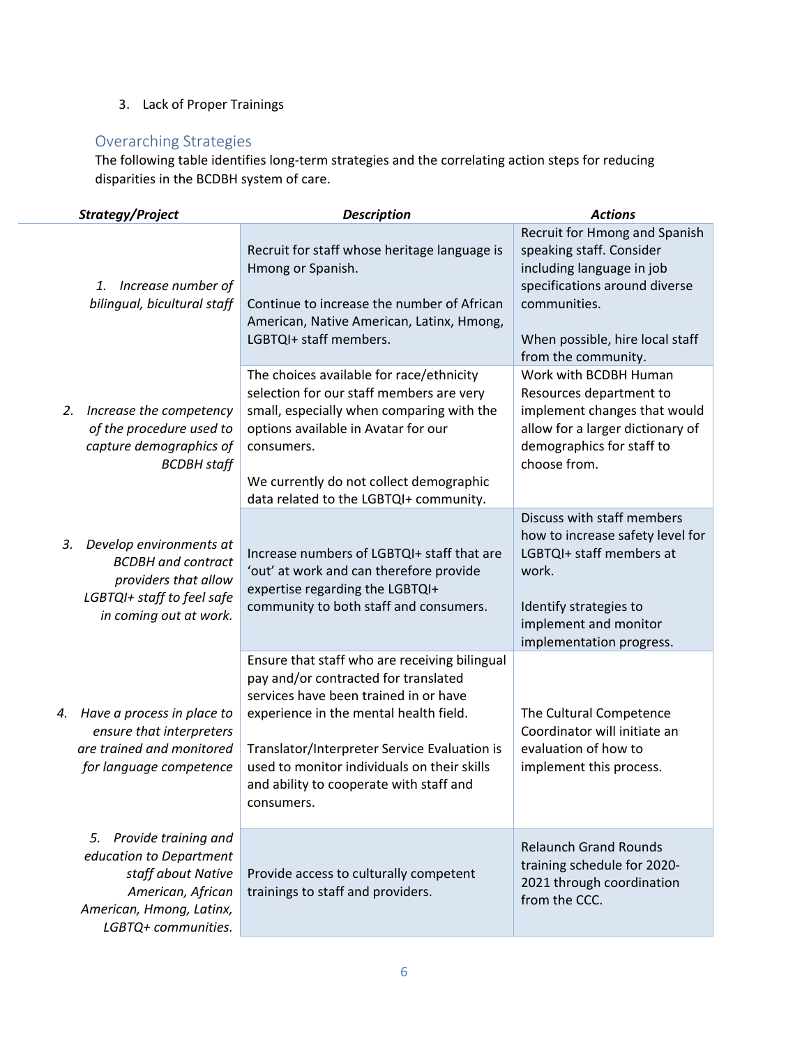3. Lack of Proper Trainings

## Overarching Strategies

The following table identifies long-term strategies and the correlating action steps for reducing disparities in the BCDBH system of care.

| ***Strategy/Project*** | ***Description*** | ***Actions*** |
|---|---|---|
| *1. Increase number of bilingual, bicultural staff* | Recruit for staff whose heritage language is Hmong or Spanish.<br><br>Continue to increase the number of African American, Native American, Latinx, Hmong, LGBTQI+ staff members. | Recruit for Hmong and Spanish speaking staff. Consider including language in job specifications around diverse communities.<br><br>When possible, hire local staff from the community. |
| *2. Increase the competency of the procedure used to capture demographics of BCDBH staff* | The choices available for race/ethnicity selection for our staff members are very small, especially when comparing with the options available in Avatar for our consumers.<br><br>We currently do not collect demographic data related to the LGBTQI+ community. | Work with BCDBH Human Resources department to implement changes that would allow for a larger dictionary of demographics for staff to choose from. |
| *3. Develop environments at BCDBH and contract providers that allow LGBTQI+ staff to feel safe in coming out at work.* | Increase numbers of LGBTQI+ staff that are 'out' at work and can therefore provide expertise regarding the LGBTQI+ community to both staff and consumers. | Discuss with staff members how to increase safety level for LGBTQI+ staff members at work.<br><br>Identify strategies to implement and monitor implementation progress. |
| *4. Have a process in place to ensure that interpreters are trained and monitored for language competence* | Ensure that staff who are receiving bilingual pay and/or contracted for translated services have been trained in or have experience in the mental health field.<br><br>Translator/Interpreter Service Evaluation is used to monitor individuals on their skills and ability to cooperate with staff and consumers. | The Cultural Competence Coordinator will initiate an evaluation of how to implement this process. |
| *5. Provide training and education to Department staff about Native American, African American, Hmong, Latinx, LGBTQ+ communities.* | Provide access to culturally competent trainings to staff and providers. | Relaunch Grand Rounds training schedule for 2020-2021 through coordination from the CCC. |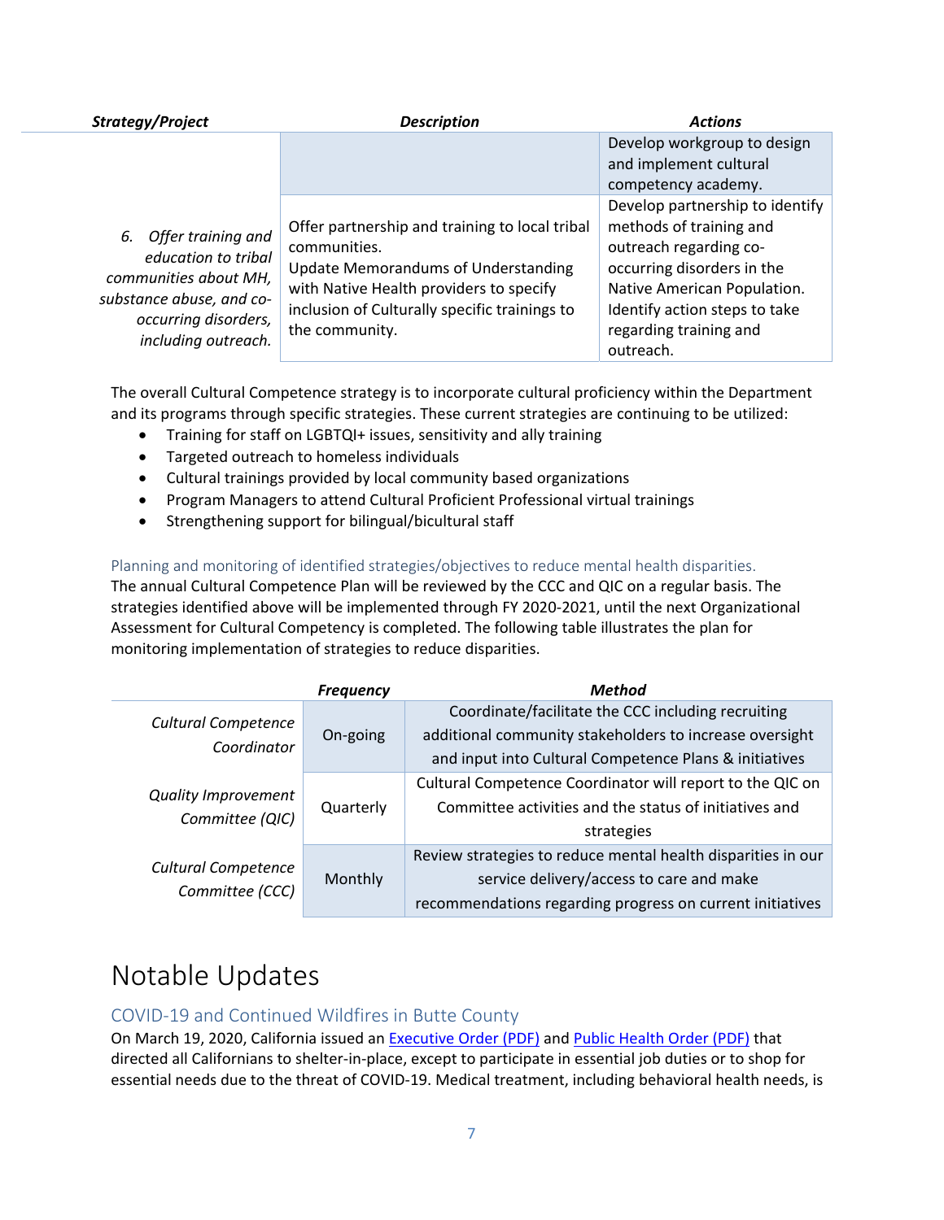| Strategy/Project | Description | Actions |
|---|---|---|
| | | Develop workgroup to design and implement cultural competency academy. |
| *6. Offer training and education to tribal communities about MH, substance abuse, and co-occurring disorders, including outreach.* | Offer partnership and training to local tribal communities.<br>Update Memorandums of Understanding with Native Health providers to specify inclusion of Culturally specific trainings to the community. | Develop partnership to identify methods of training and outreach regarding co-occurring disorders in the Native American Population.<br>Identify action steps to take regarding training and outreach. |

The overall Cultural Competence strategy is to incorporate cultural proficiency within the Department and its programs through specific strategies. These current strategies are continuing to be utilized:

- Training for staff on LGBTQI+ issues, sensitivity and ally training
- Targeted outreach to homeless individuals
- Cultural trainings provided by local community based organizations
- Program Managers to attend Cultural Proficient Professional virtual trainings
- Strengthening support for bilingual/bicultural staff

### Planning and monitoring of identified strategies/objectives to reduce mental health disparities.

The annual Cultural Competence Plan will be reviewed by the CCC and QIC on a regular basis. The strategies identified above will be implemented through FY 2020-2021, until the next Organizational Assessment for Cultural Competency is completed. The following table illustrates the plan for monitoring implementation of strategies to reduce disparities.

| | Frequency | Method |
|---|---|---|
| *Cultural Competence Coordinator* | On-going | Coordinate/facilitate the CCC including recruiting additional community stakeholders to increase oversight and input into Cultural Competence Plans & initiatives |
| *Quality Improvement Committee (QIC)* | Quarterly | Cultural Competence Coordinator will report to the QIC on Committee activities and the status of initiatives and strategies |
| *Cultural Competence Committee (CCC)* | Monthly | Review strategies to reduce mental health disparities in our service delivery/access to care and make recommendations regarding progress on current initiatives |

# Notable Updates

## COVID-19 and Continued Wildfires in Butte County

On March 19, 2020, California issued an Executive Order (PDF) and Public Health Order (PDF) that directed all Californians to shelter-in-place, except to participate in essential job duties or to shop for essential needs due to the threat of COVID-19. Medical treatment, including behavioral health needs, is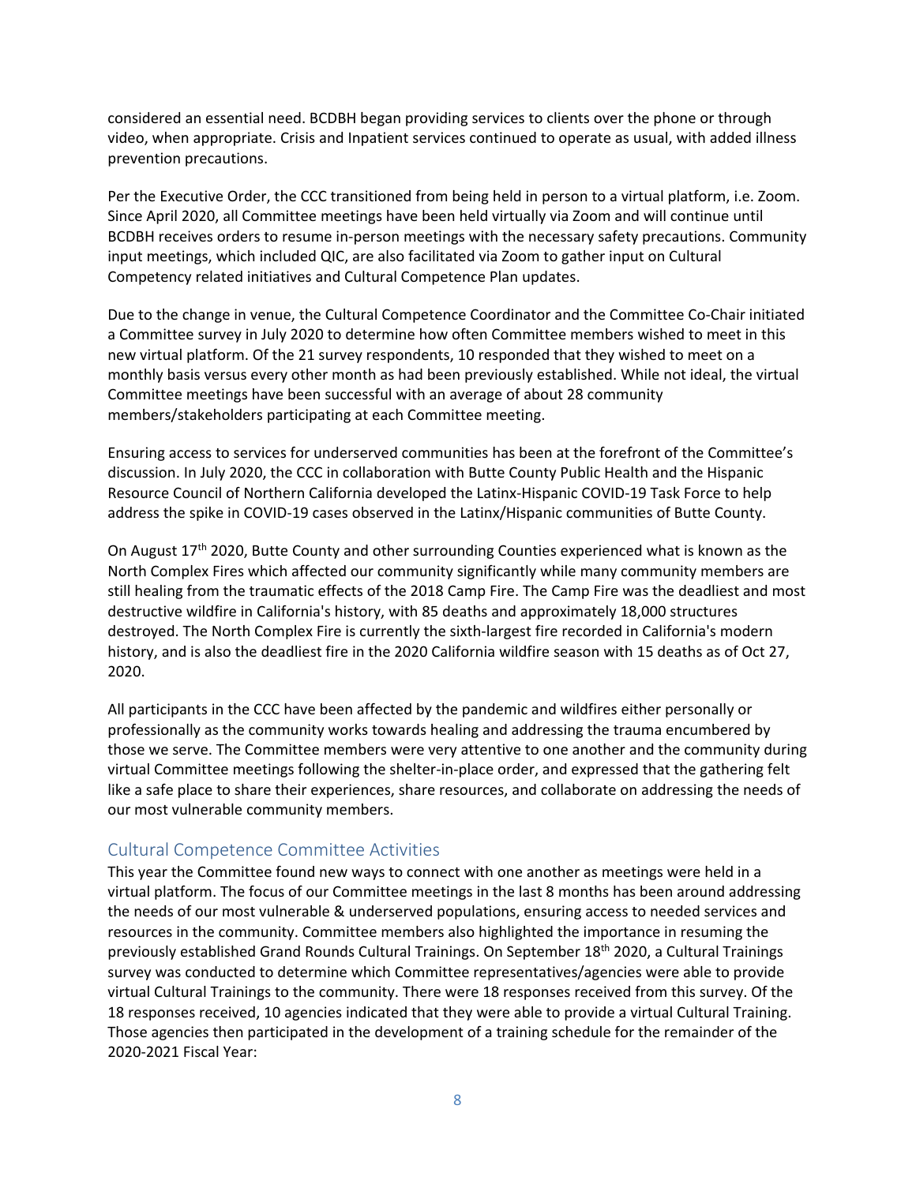considered an essential need. BCDBH began providing services to clients over the phone or through video, when appropriate. Crisis and Inpatient services continued to operate as usual, with added illness prevention precautions.

Per the Executive Order, the CCC transitioned from being held in person to a virtual platform, i.e. Zoom. Since April 2020, all Committee meetings have been held virtually via Zoom and will continue until BCDBH receives orders to resume in-person meetings with the necessary safety precautions. Community input meetings, which included QIC, are also facilitated via Zoom to gather input on Cultural Competency related initiatives and Cultural Competence Plan updates.

Due to the change in venue, the Cultural Competence Coordinator and the Committee Co-Chair initiated a Committee survey in July 2020 to determine how often Committee members wished to meet in this new virtual platform. Of the 21 survey respondents, 10 responded that they wished to meet on a monthly basis versus every other month as had been previously established. While not ideal, the virtual Committee meetings have been successful with an average of about 28 community members/stakeholders participating at each Committee meeting.

Ensuring access to services for underserved communities has been at the forefront of the Committee's discussion. In July 2020, the CCC in collaboration with Butte County Public Health and the Hispanic Resource Council of Northern California developed the Latinx-Hispanic COVID-19 Task Force to help address the spike in COVID-19 cases observed in the Latinx/Hispanic communities of Butte County.

On August 17th 2020, Butte County and other surrounding Counties experienced what is known as the North Complex Fires which affected our community significantly while many community members are still healing from the traumatic effects of the 2018 Camp Fire. The Camp Fire was the deadliest and most destructive wildfire in California's history, with 85 deaths and approximately 18,000 structures destroyed. The North Complex Fire is currently the sixth-largest fire recorded in California's modern history, and is also the deadliest fire in the 2020 California wildfire season with 15 deaths as of Oct 27, 2020.

All participants in the CCC have been affected by the pandemic and wildfires either personally or professionally as the community works towards healing and addressing the trauma encumbered by those we serve. The Committee members were very attentive to one another and the community during virtual Committee meetings following the shelter-in-place order, and expressed that the gathering felt like a safe place to share their experiences, share resources, and collaborate on addressing the needs of our most vulnerable community members.

## Cultural Competence Committee Activities

This year the Committee found new ways to connect with one another as meetings were held in a virtual platform. The focus of our Committee meetings in the last 8 months has been around addressing the needs of our most vulnerable & underserved populations, ensuring access to needed services and resources in the community. Committee members also highlighted the importance in resuming the previously established Grand Rounds Cultural Trainings. On September 18th 2020, a Cultural Trainings survey was conducted to determine which Committee representatives/agencies were able to provide virtual Cultural Trainings to the community. There were 18 responses received from this survey. Of the 18 responses received, 10 agencies indicated that they were able to provide a virtual Cultural Training. Those agencies then participated in the development of a training schedule for the remainder of the 2020-2021 Fiscal Year: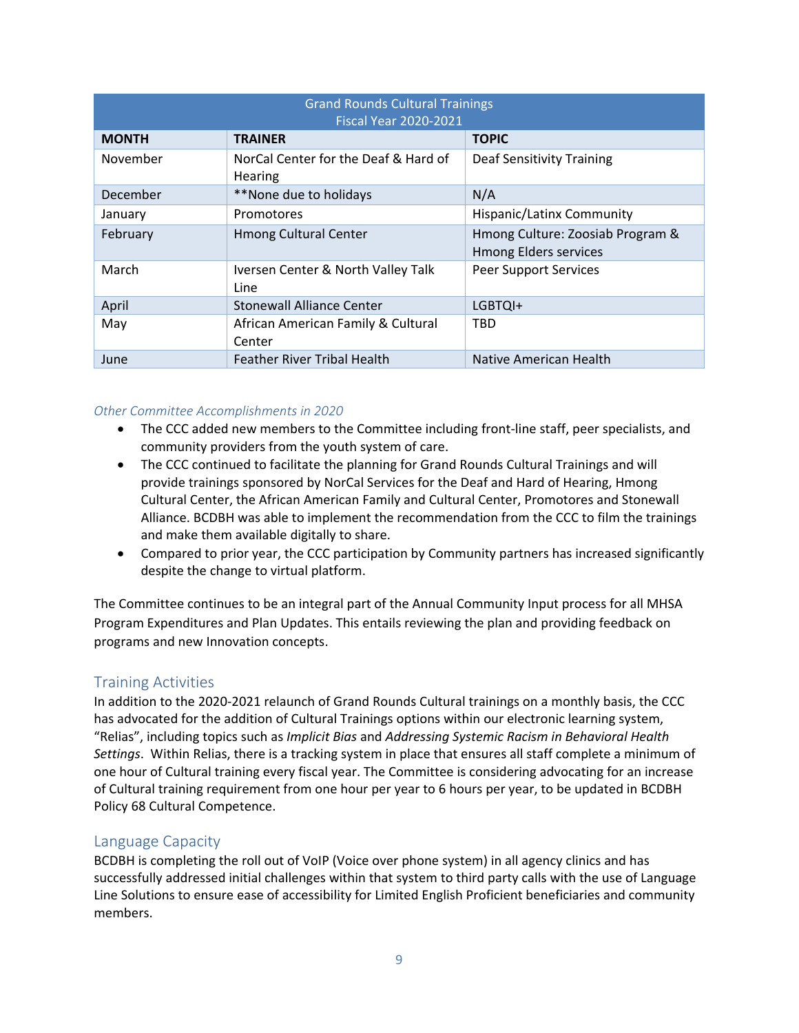| Grand Rounds Cultural Trainings Fiscal Year 2020-2021 | | |
|---|---|---|
| **MONTH** | **TRAINER** | **TOPIC** |
| November | NorCal Center for the Deaf & Hard of Hearing | Deaf Sensitivity Training |
| December | **None due to holidays | N/A |
| January | Promotores | Hispanic/Latinx Community |
| February | Hmong Cultural Center | Hmong Culture: Zoosiab Program & Hmong Elders services |
| March | Iversen Center & North Valley Talk Line | Peer Support Services |
| April | Stonewall Alliance Center | LGBTQI+ |
| May | African American Family & Cultural Center | TBD |
| June | Feather River Tribal Health | Native American Health |

*Other Committee Accomplishments in 2020*

- The CCC added new members to the Committee including front-line staff, peer specialists, and community providers from the youth system of care.
- The CCC continued to facilitate the planning for Grand Rounds Cultural Trainings and will provide trainings sponsored by NorCal Services for the Deaf and Hard of Hearing, Hmong Cultural Center, the African American Family and Cultural Center, Promotores and Stonewall Alliance. BCDBH was able to implement the recommendation from the CCC to film the trainings and make them available digitally to share.
- Compared to prior year, the CCC participation by Community partners has increased significantly despite the change to virtual platform.

The Committee continues to be an integral part of the Annual Community Input process for all MHSA Program Expenditures and Plan Updates. This entails reviewing the plan and providing feedback on programs and new Innovation concepts.

## Training Activities

In addition to the 2020-2021 relaunch of Grand Rounds Cultural trainings on a monthly basis, the CCC has advocated for the addition of Cultural Trainings options within our electronic learning system, "Relias", including topics such as *Implicit Bias* and *Addressing Systemic Racism in Behavioral Health Settings*. Within Relias, there is a tracking system in place that ensures all staff complete a minimum of one hour of Cultural training every fiscal year. The Committee is considering advocating for an increase of Cultural training requirement from one hour per year to 6 hours per year, to be updated in BCDBH Policy 68 Cultural Competence.

## Language Capacity

BCDBH is completing the roll out of VoIP (Voice over phone system) in all agency clinics and has successfully addressed initial challenges within that system to third party calls with the use of Language Line Solutions to ensure ease of accessibility for Limited English Proficient beneficiaries and community members.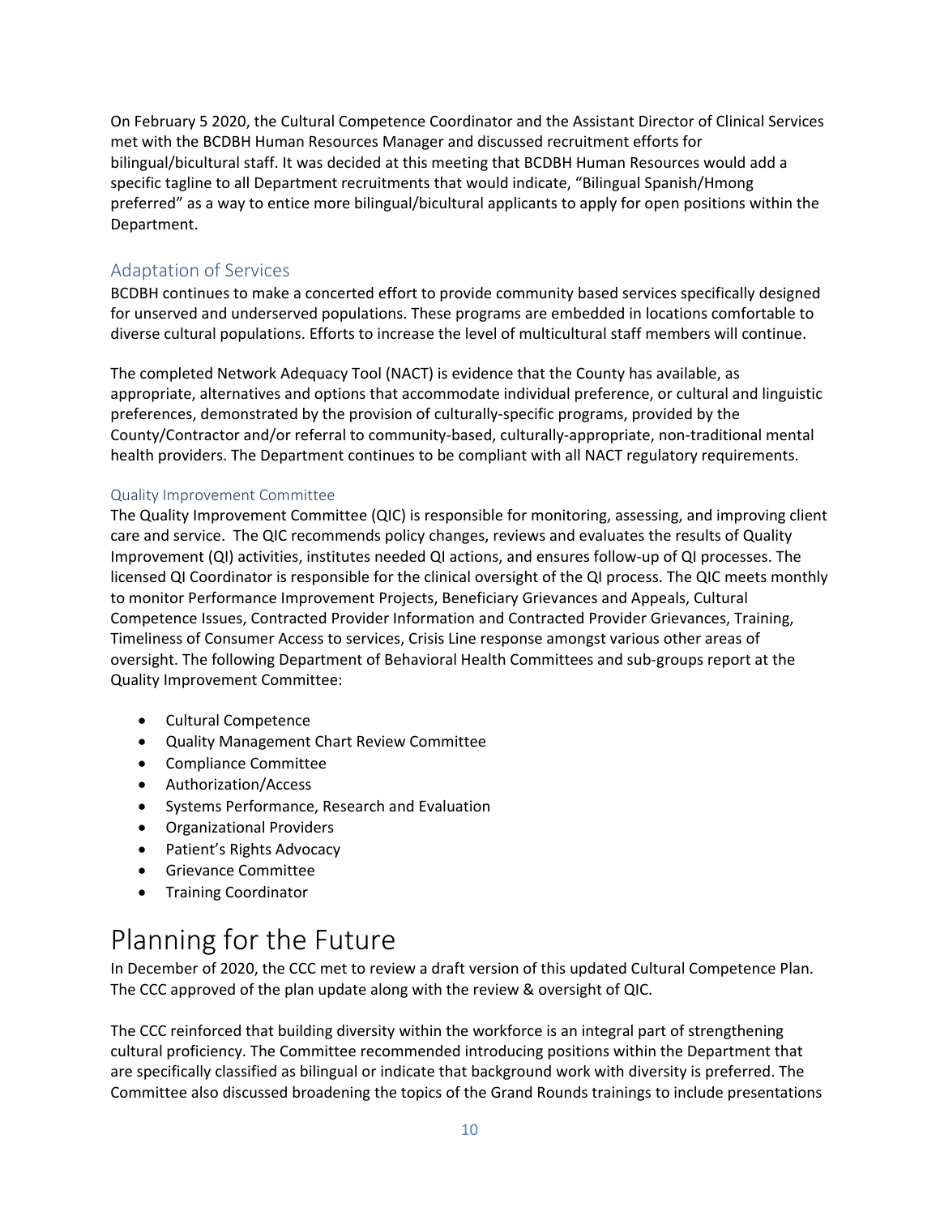On February 5 2020, the Cultural Competence Coordinator and the Assistant Director of Clinical Services met with the BCDBH Human Resources Manager and discussed recruitment efforts for bilingual/bicultural staff. It was decided at this meeting that BCDBH Human Resources would add a specific tagline to all Department recruitments that would indicate, "Bilingual Spanish/Hmong preferred" as a way to entice more bilingual/bicultural applicants to apply for open positions within the Department.

## Adaptation of Services

BCDBH continues to make a concerted effort to provide community based services specifically designed for unserved and underserved populations. These programs are embedded in locations comfortable to diverse cultural populations. Efforts to increase the level of multicultural staff members will continue.

The completed Network Adequacy Tool (NACT) is evidence that the County has available, as appropriate, alternatives and options that accommodate individual preference, or cultural and linguistic preferences, demonstrated by the provision of culturally-specific programs, provided by the County/Contractor and/or referral to community-based, culturally-appropriate, non-traditional mental health providers. The Department continues to be compliant with all NACT regulatory requirements.

### Quality Improvement Committee

The Quality Improvement Committee (QIC) is responsible for monitoring, assessing, and improving client care and service. The QIC recommends policy changes, reviews and evaluates the results of Quality Improvement (QI) activities, institutes needed QI actions, and ensures follow-up of QI processes. The licensed QI Coordinator is responsible for the clinical oversight of the QI process. The QIC meets monthly to monitor Performance Improvement Projects, Beneficiary Grievances and Appeals, Cultural Competence Issues, Contracted Provider Information and Contracted Provider Grievances, Training, Timeliness of Consumer Access to services, Crisis Line response amongst various other areas of oversight. The following Department of Behavioral Health Committees and sub-groups report at the Quality Improvement Committee:

- Cultural Competence
- Quality Management Chart Review Committee
- Compliance Committee
- Authorization/Access
- Systems Performance, Research and Evaluation
- Organizational Providers
- Patient's Rights Advocacy
- Grievance Committee
- Training Coordinator

# Planning for the Future

In December of 2020, the CCC met to review a draft version of this updated Cultural Competence Plan. The CCC approved of the plan update along with the review & oversight of QIC.

The CCC reinforced that building diversity within the workforce is an integral part of strengthening cultural proficiency. The Committee recommended introducing positions within the Department that are specifically classified as bilingual or indicate that background work with diversity is preferred. The Committee also discussed broadening the topics of the Grand Rounds trainings to include presentations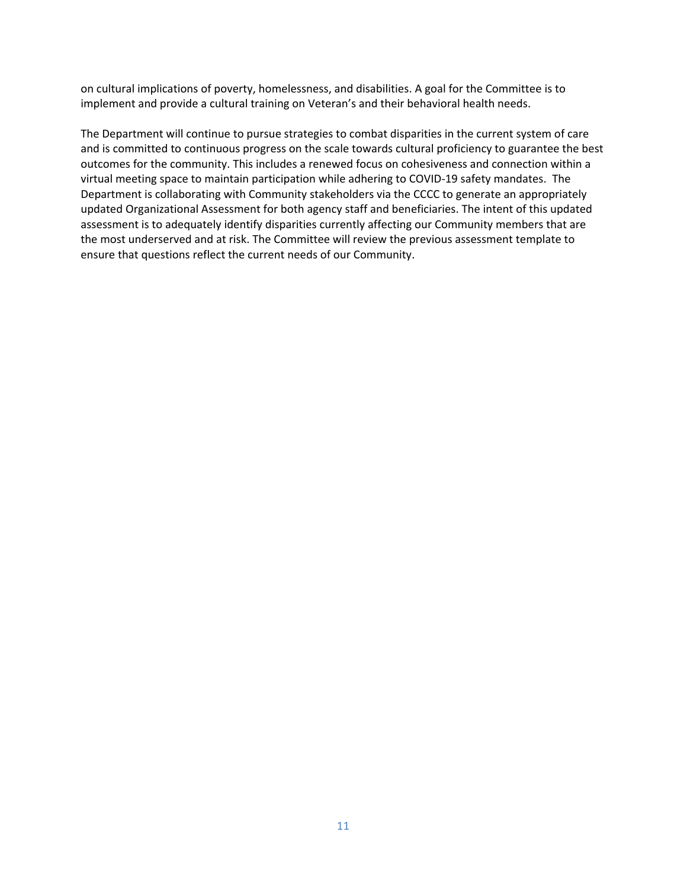on cultural implications of poverty, homelessness, and disabilities. A goal for the Committee is to implement and provide a cultural training on Veteran's and their behavioral health needs.

The Department will continue to pursue strategies to combat disparities in the current system of care and is committed to continuous progress on the scale towards cultural proficiency to guarantee the best outcomes for the community. This includes a renewed focus on cohesiveness and connection within a virtual meeting space to maintain participation while adhering to COVID-19 safety mandates. The Department is collaborating with Community stakeholders via the CCCC to generate an appropriately updated Organizational Assessment for both agency staff and beneficiaries. The intent of this updated assessment is to adequately identify disparities currently affecting our Community members that are the most underserved and at risk. The Committee will review the previous assessment template to ensure that questions reflect the current needs of our Community.